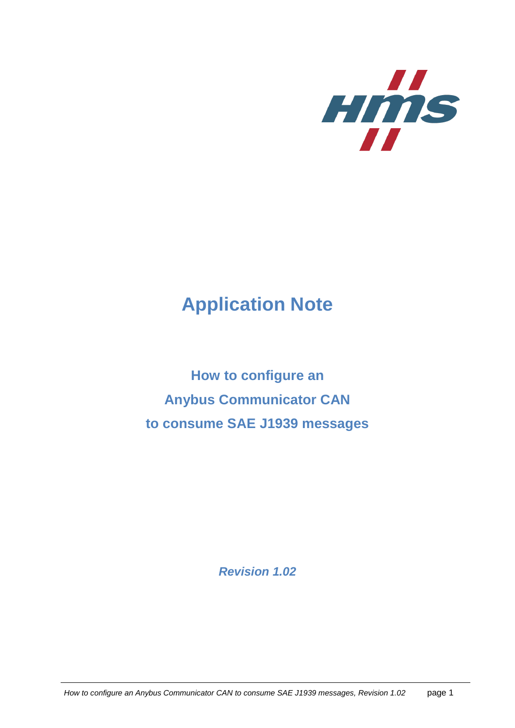# Application Note

## How to configure an Anybus Communicator CAN to consume SAE J1939 messages

***Revision 1.02***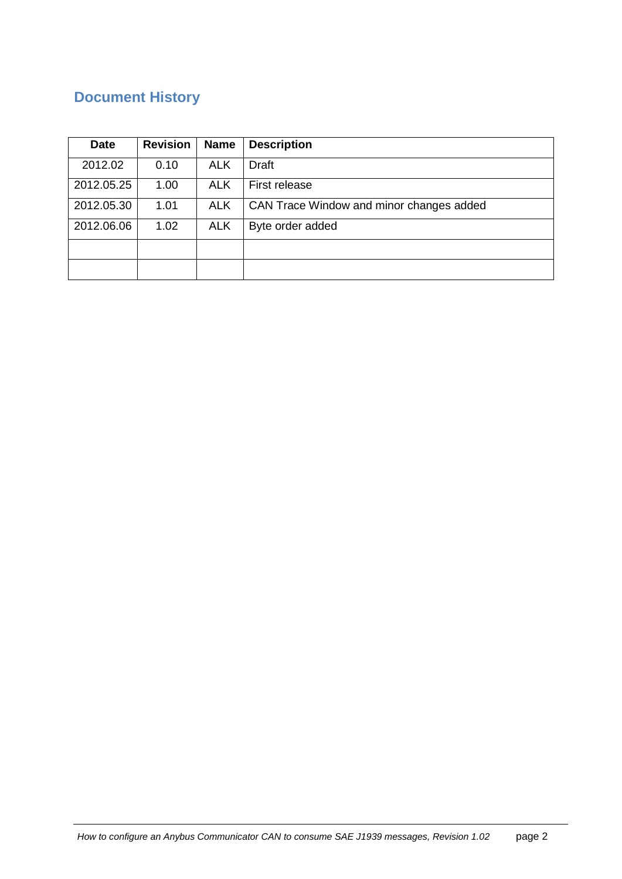## Document History

| Date | Revision | Name | Description |
|---|---|---|---|
| 2012.02 | 0.10 | ALK | Draft |
| 2012.05.25 | 1.00 | ALK | First release |
| 2012.05.30 | 1.01 | ALK | CAN Trace Window and minor changes added |
| 2012.06.06 | 1.02 | ALK | Byte order added |
| | | | |
| | | | |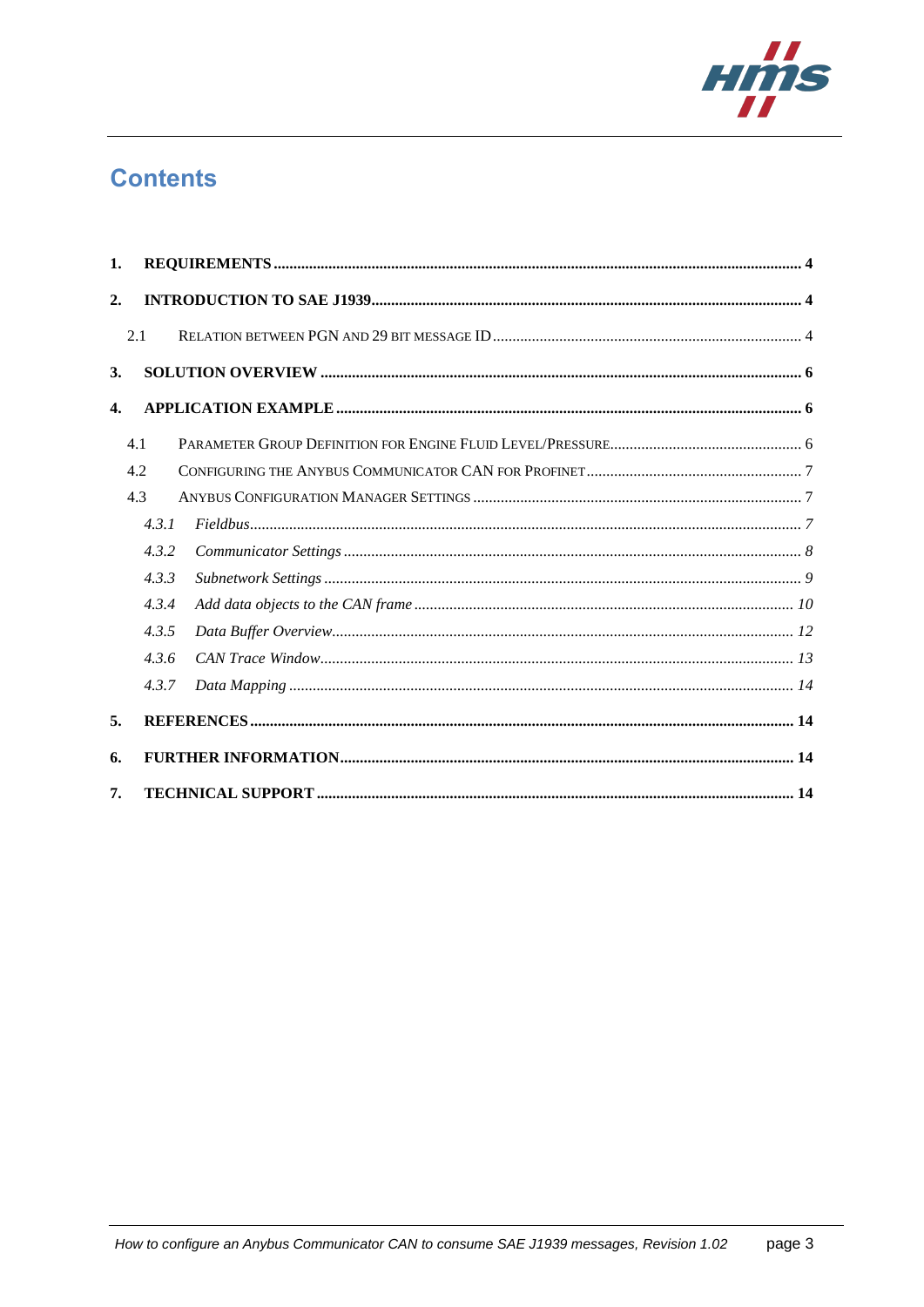# Contents

1. **REQUIREMENTS** ..... **4**
2. **INTRODUCTION TO SAE J1939** ..... **4**
   - 2.1 Relation between PGN and 29 bit message ID ..... 4
3. **SOLUTION OVERVIEW** ..... **6**
4. **APPLICATION EXAMPLE** ..... **6**
   - 4.1 Parameter Group Definition for Engine Fluid Level/Pressure ..... 6
   - 4.2 Configuring the Anybus Communicator CAN for PROFINET ..... 7
   - 4.3 Anybus Configuration Manager Settings ..... 7
     - *4.3.1 Fieldbus ..... 7*
     - *4.3.2 Communicator Settings ..... 8*
     - *4.3.3 Subnetwork Settings ..... 9*
     - *4.3.4 Add data objects to the CAN frame ..... 10*
     - *4.3.5 Data Buffer Overview ..... 12*
     - *4.3.6 CAN Trace Window ..... 13*
     - *4.3.7 Data Mapping ..... 14*
5. **REFERENCES** ..... **14**
6. **FURTHER INFORMATION** ..... **14**
7. **TECHNICAL SUPPORT** ..... **14**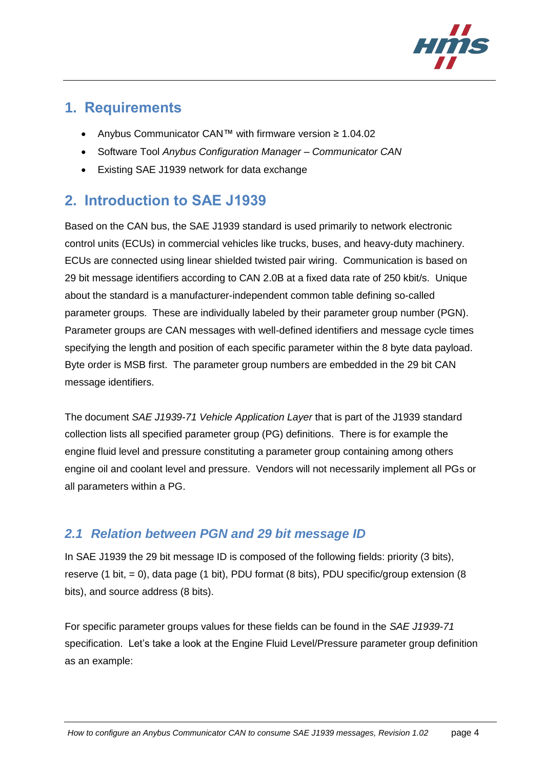## 1. Requirements

- Anybus Communicator CAN™ with firmware version ≥ 1.04.02
- Software Tool *Anybus Configuration Manager – Communicator CAN*
- Existing SAE J1939 network for data exchange

## 2. Introduction to SAE J1939

Based on the CAN bus, the SAE J1939 standard is used primarily to network electronic control units (ECUs) in commercial vehicles like trucks, buses, and heavy-duty machinery. ECUs are connected using linear shielded twisted pair wiring. Communication is based on 29 bit message identifiers according to CAN 2.0B at a fixed data rate of 250 kbit/s. Unique about the standard is a manufacturer-independent common table defining so-called parameter groups. These are individually labeled by their parameter group number (PGN). Parameter groups are CAN messages with well-defined identifiers and message cycle times specifying the length and position of each specific parameter within the 8 byte data payload. Byte order is MSB first. The parameter group numbers are embedded in the 29 bit CAN message identifiers.

The document *SAE J1939-71 Vehicle Application Layer* that is part of the J1939 standard collection lists all specified parameter group (PG) definitions. There is for example the engine fluid level and pressure constituting a parameter group containing among others engine oil and coolant level and pressure. Vendors will not necessarily implement all PGs or all parameters within a PG.

### *2.1 Relation between PGN and 29 bit message ID*

In SAE J1939 the 29 bit message ID is composed of the following fields: priority (3 bits), reserve (1 bit, = 0), data page (1 bit), PDU format (8 bits), PDU specific/group extension (8 bits), and source address (8 bits).

For specific parameter groups values for these fields can be found in the *SAE J1939-71* specification. Let's take a look at the Engine Fluid Level/Pressure parameter group definition as an example: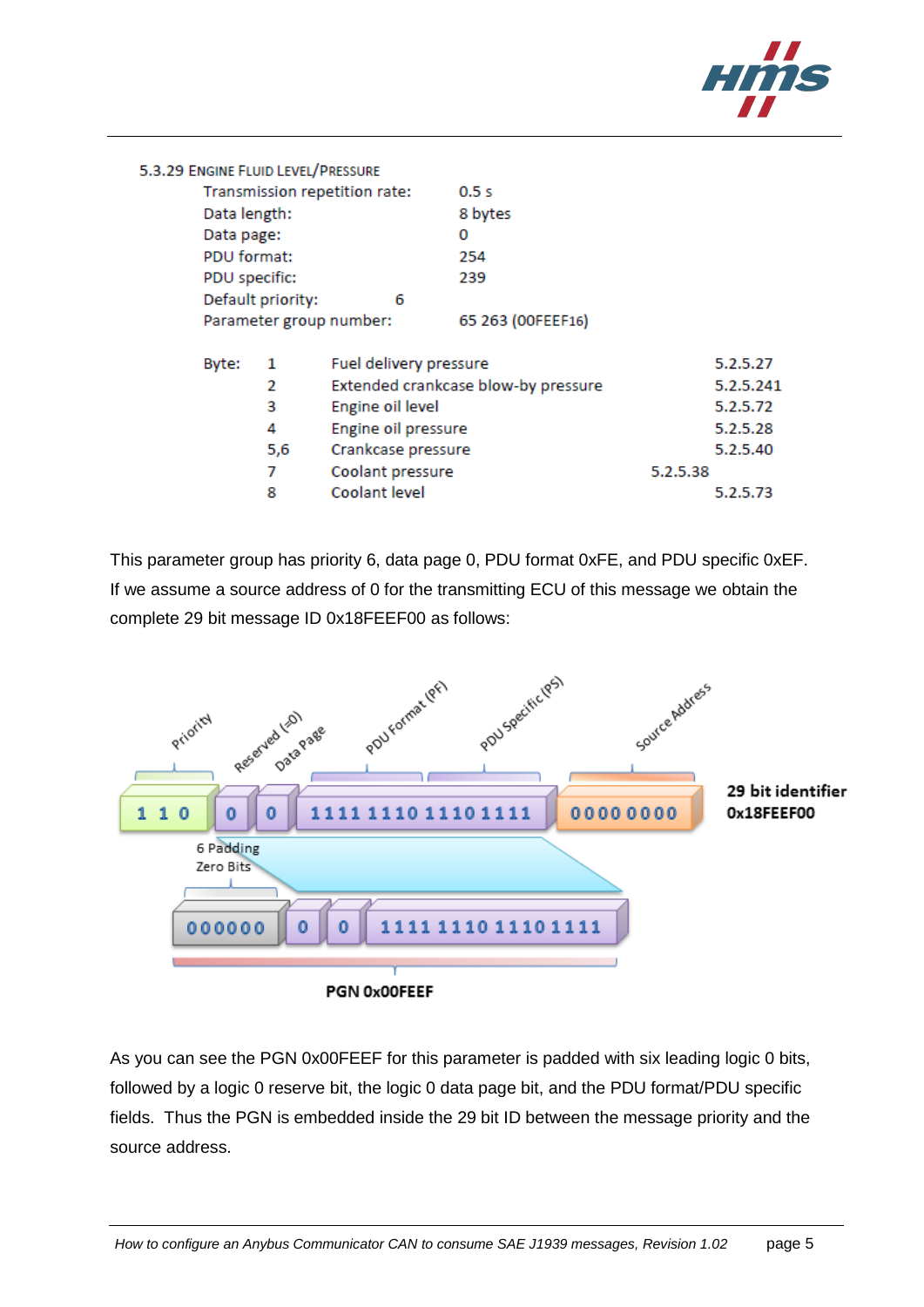### 5.3.29 Engine Fluid Level/Pressure

| | |
|---|---|
| Transmission repetition rate: | 0.5 s |
| Data length: | 8 bytes |
| Data page: | 0 |
| PDU format: | 254 |
| PDU specific: | 239 |
| Default priority: | 6 |
| Parameter group number: | 65 263 (00FEEF16) |

| Byte: | | |
|---|---|---|
| 1 | Fuel delivery pressure | 5.2.5.27 |
| 2 | Extended crankcase blow-by pressure | 5.2.5.241 |
| 3 | Engine oil level | 5.2.5.72 |
| 4 | Engine oil pressure | 5.2.5.28 |
| 5,6 | Crankcase pressure | 5.2.5.40 |
| 7 | Coolant pressure | 5.2.5.38 |
| 8 | Coolant level | 5.2.5.73 |

This parameter group has priority 6, data page 0, PDU format 0xFE, and PDU specific 0xEF. If we assume a source address of 0 for the transmitting ECU of this message we obtain the complete 29 bit message ID 0x18FEEF00 as follows:

Priority: 1 1 0 | Reserved (=0): 0 | Data Page: 0 | PDU Format (PF), PDU Specific (PS): 1111 1110 1110 1111 | Source Address: 0000 0000

**29 bit identifier 0x18FEEF00**

6 Padding Zero Bits: 000000 | 0 | 0 | 1111 1110 1110 1111

**PGN 0x00FEEF**

As you can see the PGN 0x00FEEF for this parameter is padded with six leading logic 0 bits, followed by a logic 0 reserve bit, the logic 0 data page bit, and the PDU format/PDU specific fields. Thus the PGN is embedded inside the 29 bit ID between the message priority and the source address.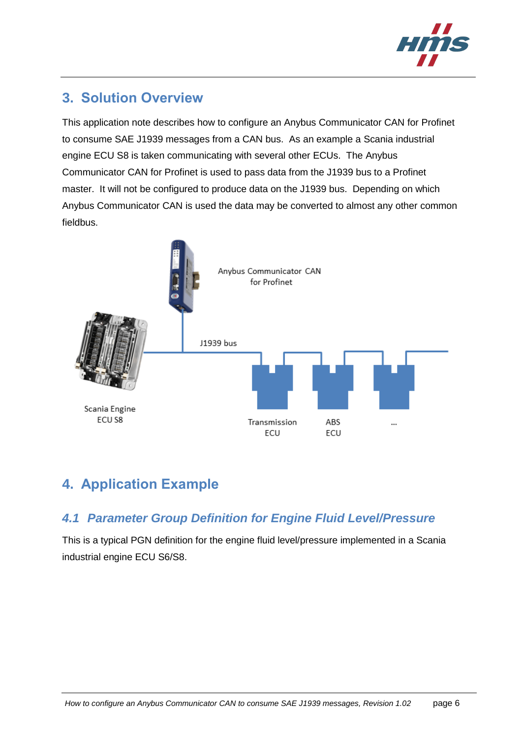## 3. Solution Overview

This application note describes how to configure an Anybus Communicator CAN for Profinet to consume SAE J1939 messages from a CAN bus. As an example a Scania industrial engine ECU S8 is taken communicating with several other ECUs. The Anybus Communicator CAN for Profinet is used to pass data from the J1939 bus to a Profinet master. It will not be configured to produce data on the J1939 bus. Depending on which Anybus Communicator CAN is used the data may be converted to almost any other common fieldbus.

Anybus Communicator CAN for Profinet

J1939 bus

Scania Engine ECU S8

Transmission ECU

ABS ECU

...

## 4. Application Example

### *4.1 Parameter Group Definition for Engine Fluid Level/Pressure*

This is a typical PGN definition for the engine fluid level/pressure implemented in a Scania industrial engine ECU S6/S8.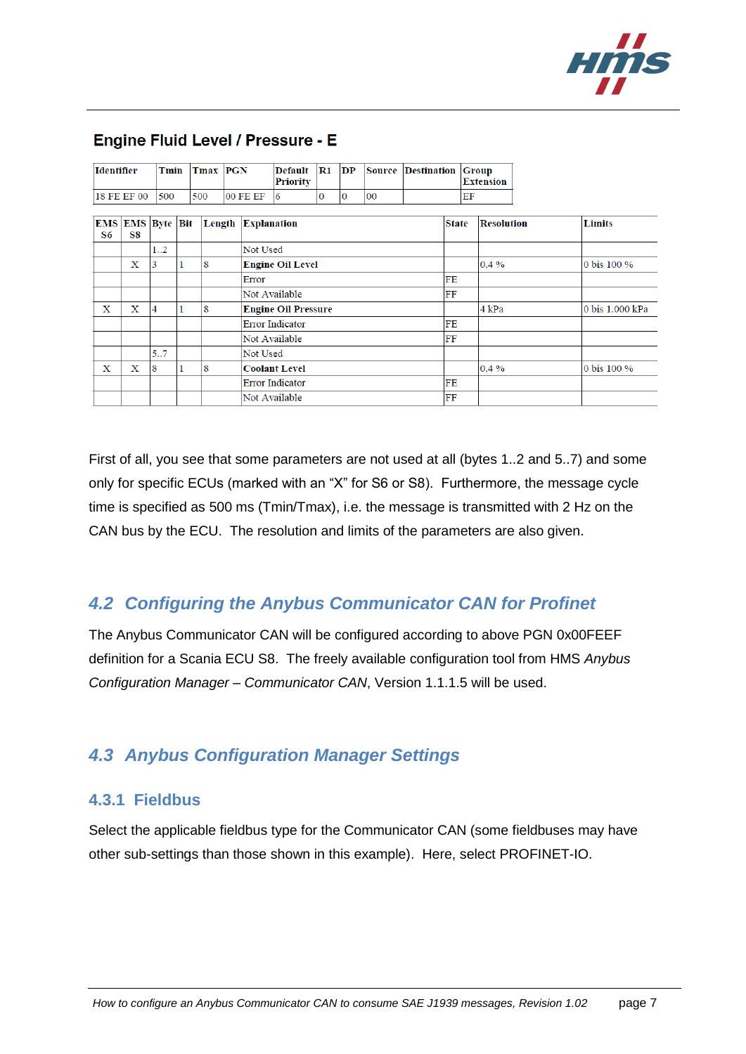## Engine Fluid Level / Pressure - E

| Identifier | Tmin | Tmax | PGN | Default Priority | R1 | DP | Source | Destination | Group Extension |
|---|---|---|---|---|---|---|---|---|---|
| 18 FE EF 00 | 500 | 500 | 00 FE EF | 6 | 0 | 0 | 00 | | EF |

| EMS S6 | EMS S8 | Byte | Bit | Length | Explanation | State | Resolution | Limits |
|---|---|---|---|---|---|---|---|---|
| | | 1..2 | | | Not Used | | | |
| | X | 3 | 1 | 8 | **Engine Oil Level** | | 0,4 % | 0 bis 100 % |
| | | | | | Error | FE | | |
| | | | | | Not Available | FF | | |
| X | X | 4 | 1 | 8 | **Engine Oil Pressure** | | 4 kPa | 0 bis 1.000 kPa |
| | | | | | Error Indicator | FE | | |
| | | | | | Not Available | FF | | |
| | | 5..7 | | | Not Used | | | |
| X | X | 8 | 1 | 8 | **Coolant Level** | | 0,4 % | 0 bis 100 % |
| | | | | | Error Indicator | FE | | |
| | | | | | Not Available | FF | | |

First of all, you see that some parameters are not used at all (bytes 1..2 and 5..7) and some only for specific ECUs (marked with an "X" for S6 or S8). Furthermore, the message cycle time is specified as 500 ms (Tmin/Tmax), i.e. the message is transmitted with 2 Hz on the CAN bus by the ECU. The resolution and limits of the parameters are also given.

## 4.2 Configuring the Anybus Communicator CAN for Profinet

The Anybus Communicator CAN will be configured according to above PGN 0x00FEEF definition for a Scania ECU S8. The freely available configuration tool from HMS *Anybus Configuration Manager – Communicator CAN*, Version 1.1.1.5 will be used.

## 4.3 Anybus Configuration Manager Settings

### 4.3.1 Fieldbus

Select the applicable fieldbus type for the Communicator CAN (some fieldbuses may have other sub-settings than those shown in this example). Here, select PROFINET-IO.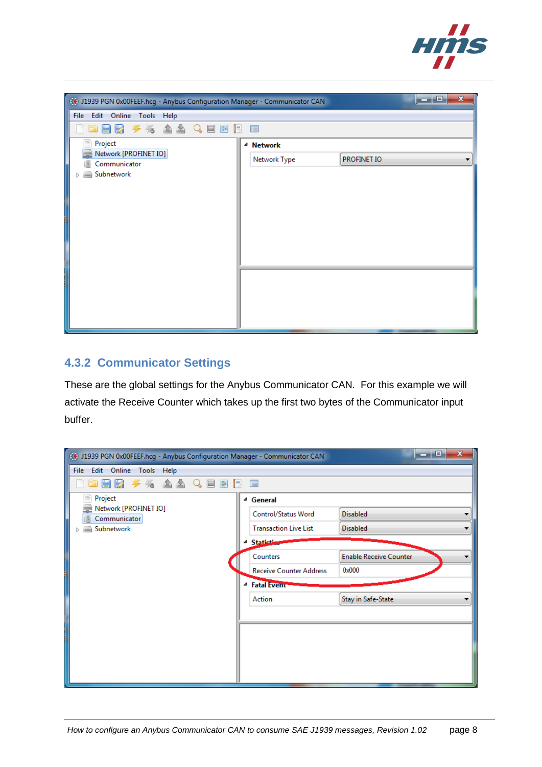## 4.3.2 Communicator Settings

These are the global settings for the Anybus Communicator CAN. For this example we will activate the Receive Counter which takes up the first two bytes of the Communicator input buffer.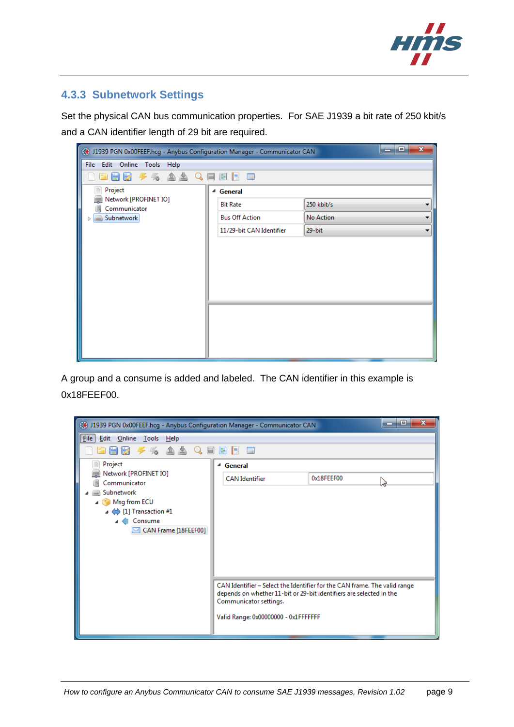### 4.3.3 Subnetwork Settings

Set the physical CAN bus communication properties. For SAE J1939 a bit rate of 250 kbit/s and a CAN identifier length of 29 bit are required.

A group and a consume is added and labeled. The CAN identifier in this example is 0x18FEEF00.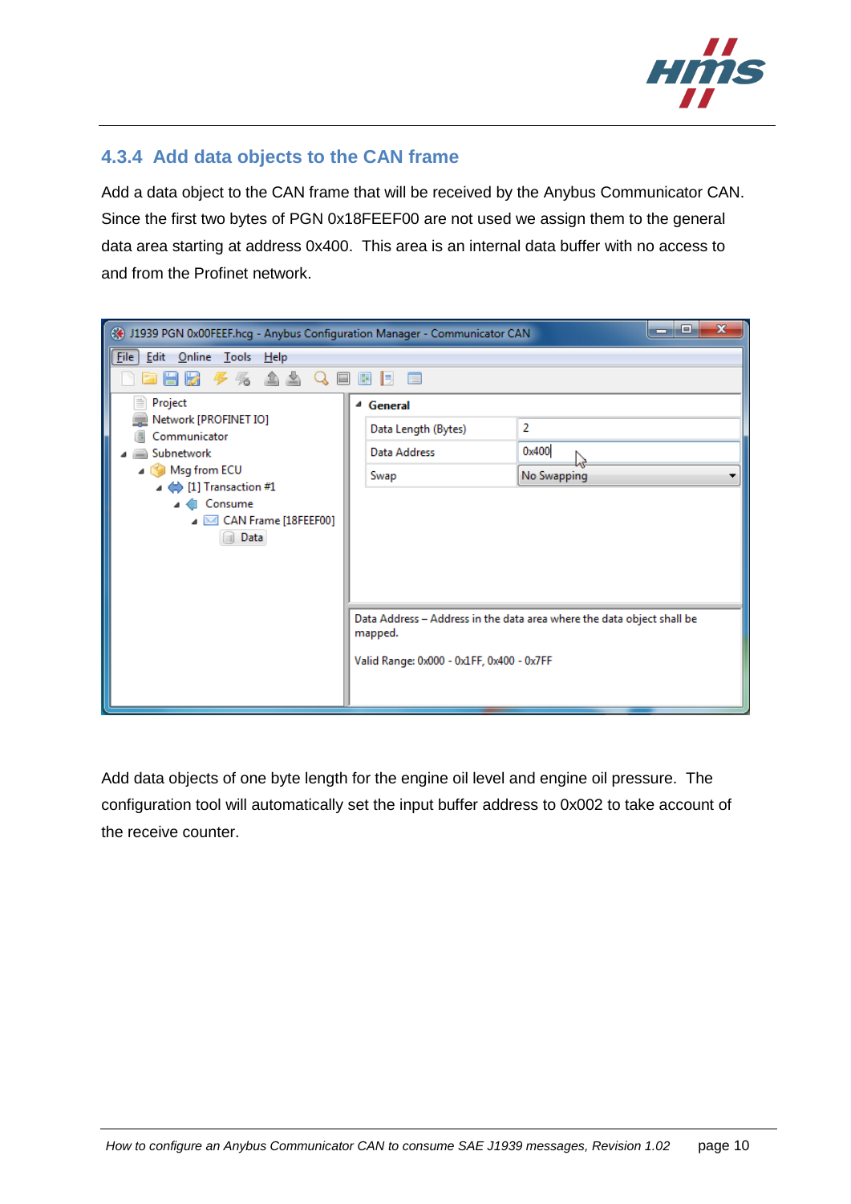## 4.3.4 Add data objects to the CAN frame

Add a data object to the CAN frame that will be received by the Anybus Communicator CAN. Since the first two bytes of PGN 0x18FEEF00 are not used we assign them to the general data area starting at address 0x400. This area is an internal data buffer with no access to and from the Profinet network.

Add data objects of one byte length for the engine oil level and engine oil pressure. The configuration tool will automatically set the input buffer address to 0x002 to take account of the receive counter.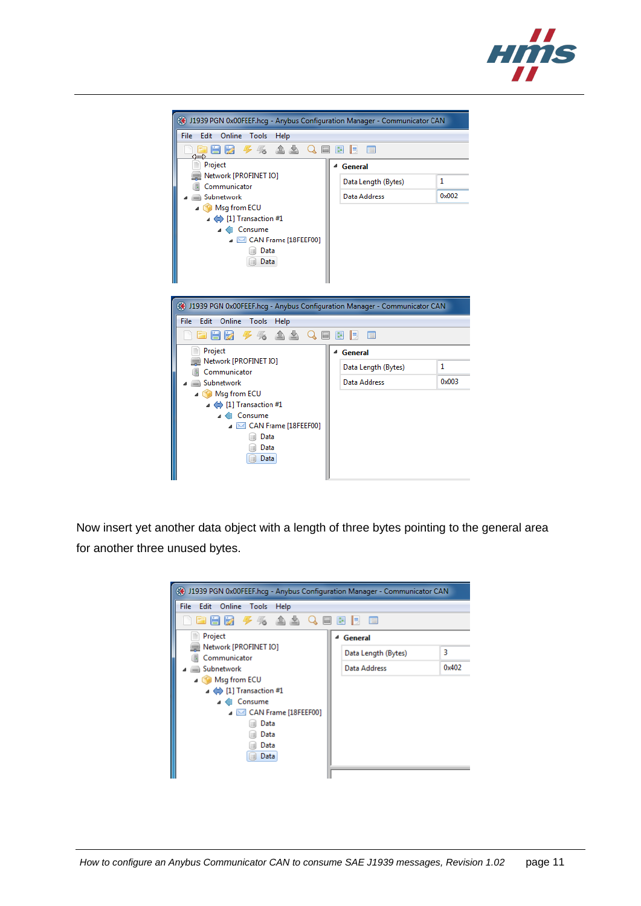Now insert yet another data object with a length of three bytes pointing to the general area for another three unused bytes.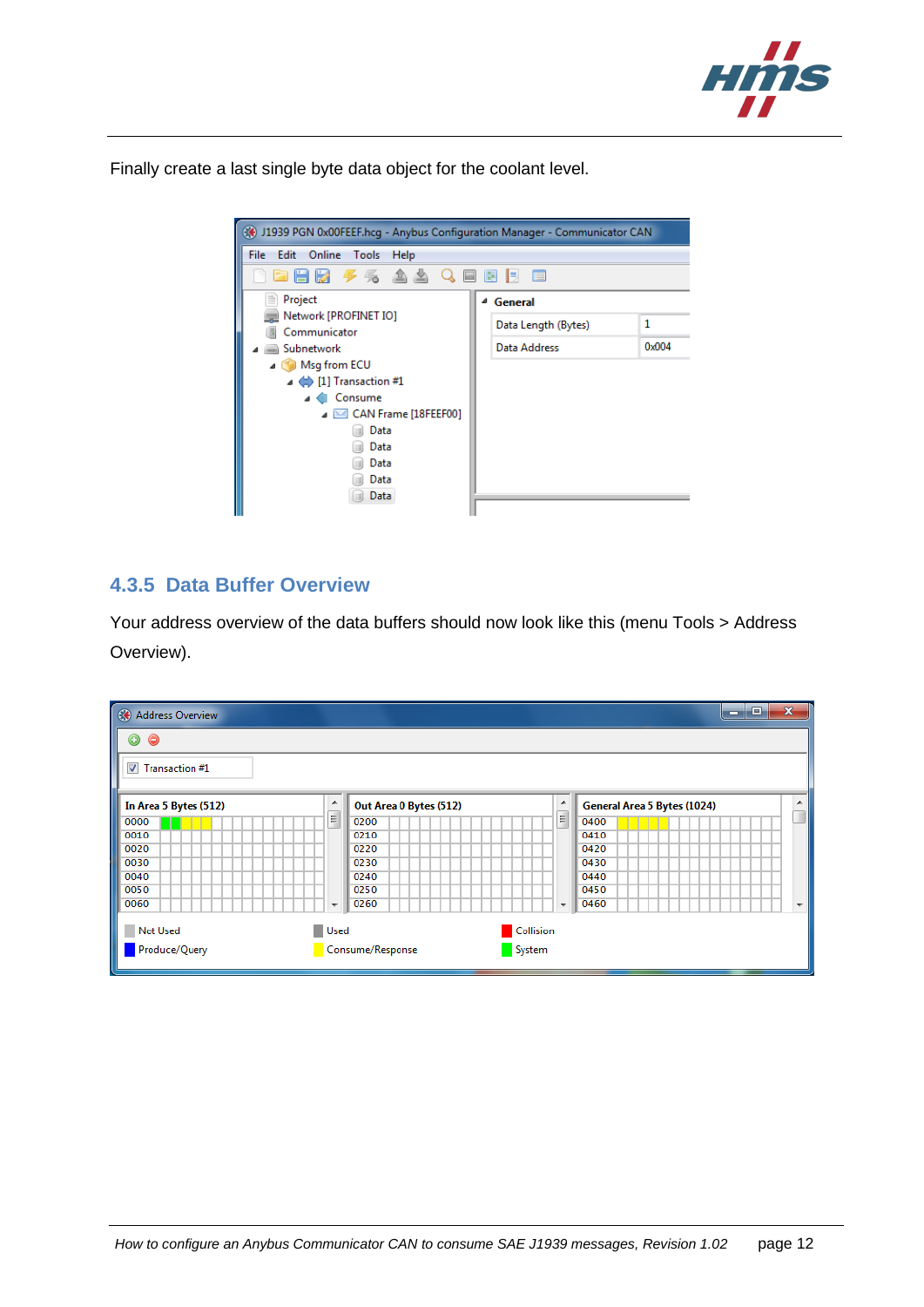Finally create a last single byte data object for the coolant level.

## 4.3.5 Data Buffer Overview

Your address overview of the data buffers should now look like this (menu Tools > Address Overview).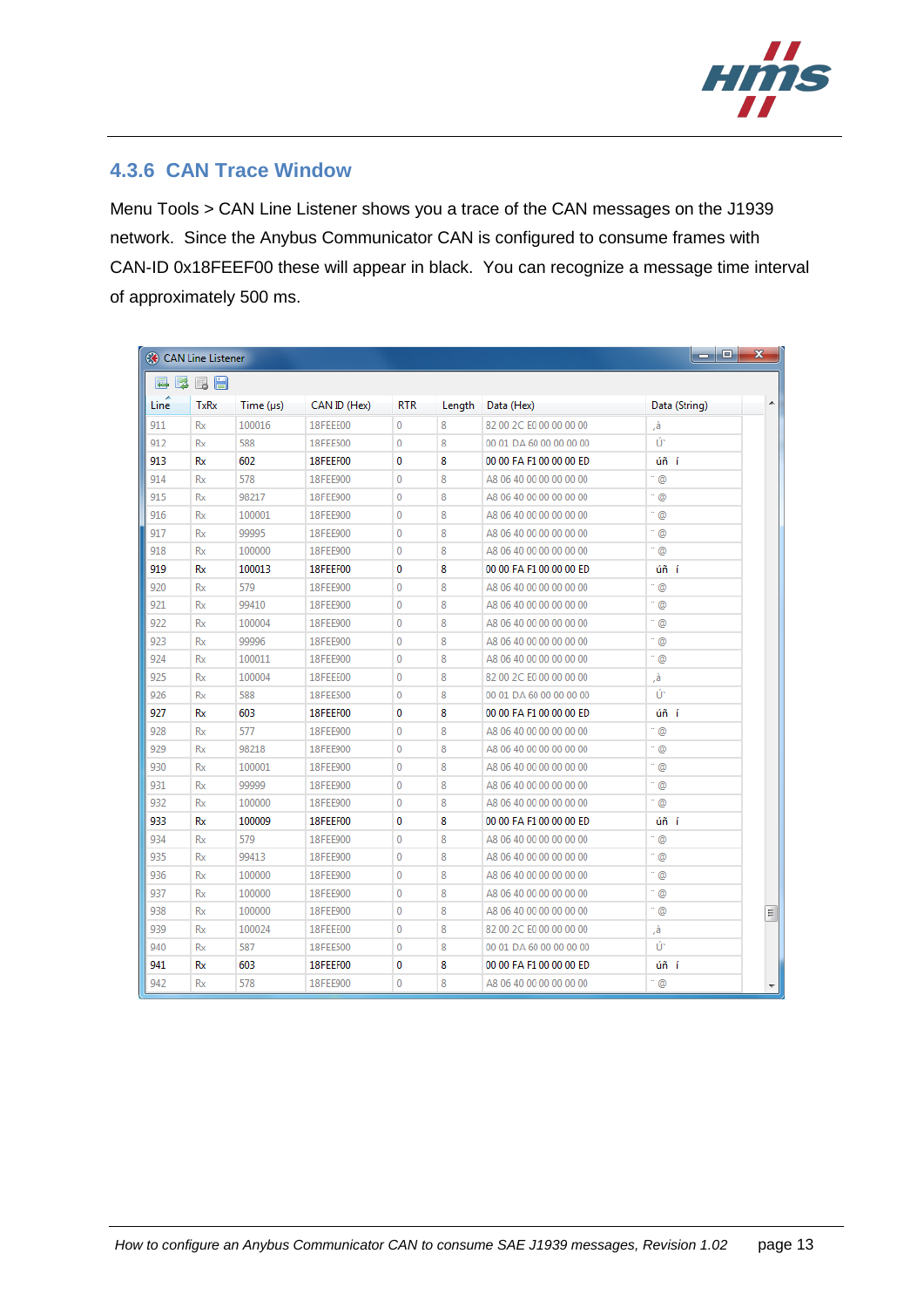### 4.3.6 CAN Trace Window

Menu Tools > CAN Line Listener shows you a trace of the CAN messages on the J1939 network. Since the Anybus Communicator CAN is configured to consume frames with CAN-ID 0x18FEEF00 these will appear in black. You can recognize a message time interval of approximately 500 ms.

CAN Line Listener

| Line | TxRx | Time (µs) | CAN ID (Hex) | RTR | Length | Data (Hex) | Data (String) |
|---|---|---|---|---|---|---|---|
| 911 | Rx | 100016 | 18FEE000 | 0 | 8 | 82 00 2C E0 00 00 00 00 | ,à |
| 912 | Rx | 588 | 18FEE500 | 0 | 8 | 00 01 DA 60 00 00 00 00 | Ú` |
| 913 | Rx | 602 | 18FEEF00 | 0 | 8 | 00 00 FA F1 00 00 00 ED | úñ í |
| 914 | Rx | 578 | 18FEE900 | 0 | 8 | A8 06 40 00 00 00 00 00 | ¨ @ |
| 915 | Rx | 98217 | 18FEE900 | 0 | 8 | A8 06 40 00 00 00 00 00 | ¨ @ |
| 916 | Rx | 100001 | 18FEE900 | 0 | 8 | A8 06 40 00 00 00 00 00 | ¨ @ |
| 917 | Rx | 99995 | 18FEE900 | 0 | 8 | A8 06 40 00 00 00 00 00 | ¨ @ |
| 918 | Rx | 100000 | 18FEE900 | 0 | 8 | A8 06 40 00 00 00 00 00 | ¨ @ |
| 919 | Rx | 100013 | 18FEEF00 | 0 | 8 | 00 00 FA F1 00 00 00 ED | úñ í |
| 920 | Rx | 579 | 18FEE900 | 0 | 8 | A8 06 40 00 00 00 00 00 | ¨ @ |
| 921 | Rx | 99410 | 18FEE900 | 0 | 8 | A8 06 40 00 00 00 00 00 | ¨ @ |
| 922 | Rx | 100004 | 18FEE900 | 0 | 8 | A8 06 40 00 00 00 00 00 | ¨ @ |
| 923 | Rx | 99996 | 18FEE900 | 0 | 8 | A8 06 40 00 00 00 00 00 | ¨ @ |
| 924 | Rx | 100011 | 18FEE900 | 0 | 8 | A8 06 40 00 00 00 00 00 | ¨ @ |
| 925 | Rx | 100004 | 18FEE000 | 0 | 8 | 82 00 2C E0 00 00 00 00 | ,à |
| 926 | Rx | 588 | 18FEE500 | 0 | 8 | 00 01 DA 60 00 00 00 00 | Ú` |
| 927 | Rx | 603 | 18FEEF00 | 0 | 8 | 00 00 FA F1 00 00 00 ED | úñ í |
| 928 | Rx | 577 | 18FEE900 | 0 | 8 | A8 06 40 00 00 00 00 00 | ¨ @ |
| 929 | Rx | 98218 | 18FEE900 | 0 | 8 | A8 06 40 00 00 00 00 00 | ¨ @ |
| 930 | Rx | 100001 | 18FEE900 | 0 | 8 | A8 06 40 00 00 00 00 00 | ¨ @ |
| 931 | Rx | 99999 | 18FEE900 | 0 | 8 | A8 06 40 00 00 00 00 00 | ¨ @ |
| 932 | Rx | 100000 | 18FEE900 | 0 | 8 | A8 06 40 00 00 00 00 00 | ¨ @ |
| 933 | Rx | 100009 | 18FEEF00 | 0 | 8 | 00 00 FA F1 00 00 00 ED | úñ í |
| 934 | Rx | 579 | 18FEE900 | 0 | 8 | A8 06 40 00 00 00 00 00 | ¨ @ |
| 935 | Rx | 99413 | 18FEE900 | 0 | 8 | A8 06 40 00 00 00 00 00 | ¨ @ |
| 936 | Rx | 100000 | 18FEE900 | 0 | 8 | A8 06 40 00 00 00 00 00 | ¨ @ |
| 937 | Rx | 100000 | 18FEE900 | 0 | 8 | A8 06 40 00 00 00 00 00 | ¨ @ |
| 938 | Rx | 100000 | 18FEE900 | 0 | 8 | A8 06 40 00 00 00 00 00 | ¨ @ |
| 939 | Rx | 100024 | 18FEE000 | 0 | 8 | 82 00 2C E0 00 00 00 00 | ,à |
| 940 | Rx | 587 | 18FEE500 | 0 | 8 | 00 01 DA 60 00 00 00 00 | Ú` |
| 941 | Rx | 603 | 18FEEF00 | 0 | 8 | 00 00 FA F1 00 00 00 ED | úñ í |
| 942 | Rx | 578 | 18FEE900 | 0 | 8 | A8 06 40 00 00 00 00 00 | ¨ @ |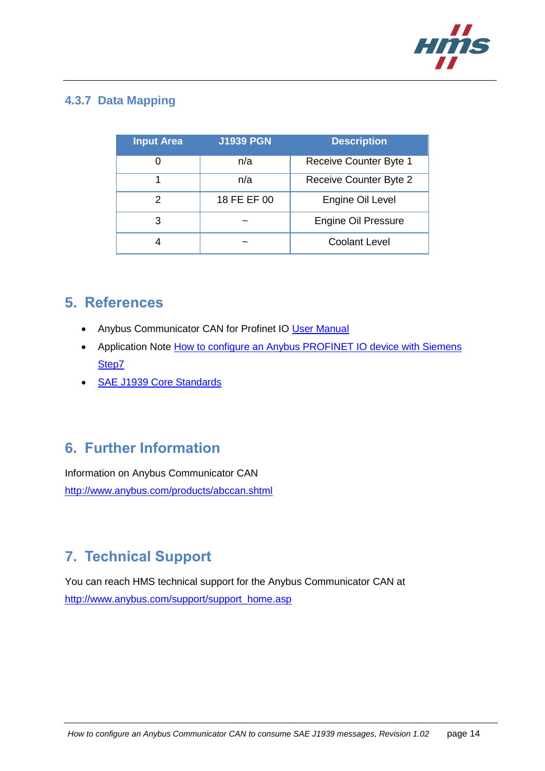### 4.3.7 Data Mapping

| Input Area | J1939 PGN | Description |
|---|---|---|
| 0 | n/a | Receive Counter Byte 1 |
| 1 | n/a | Receive Counter Byte 2 |
| 2 | 18 FE EF 00 | Engine Oil Level |
| 3 | ~ | Engine Oil Pressure |
| 4 | ~ | Coolant Level |

## 5. References

- Anybus Communicator CAN for Profinet IO User Manual
- Application Note How to configure an Anybus PROFINET IO device with Siemens Step7
- SAE J1939 Core Standards

## 6. Further Information

Information on Anybus Communicator CAN
http://www.anybus.com/products/abccan.shtml

## 7. Technical Support

You can reach HMS technical support for the Anybus Communicator CAN at
http://www.anybus.com/support/support_home.asp